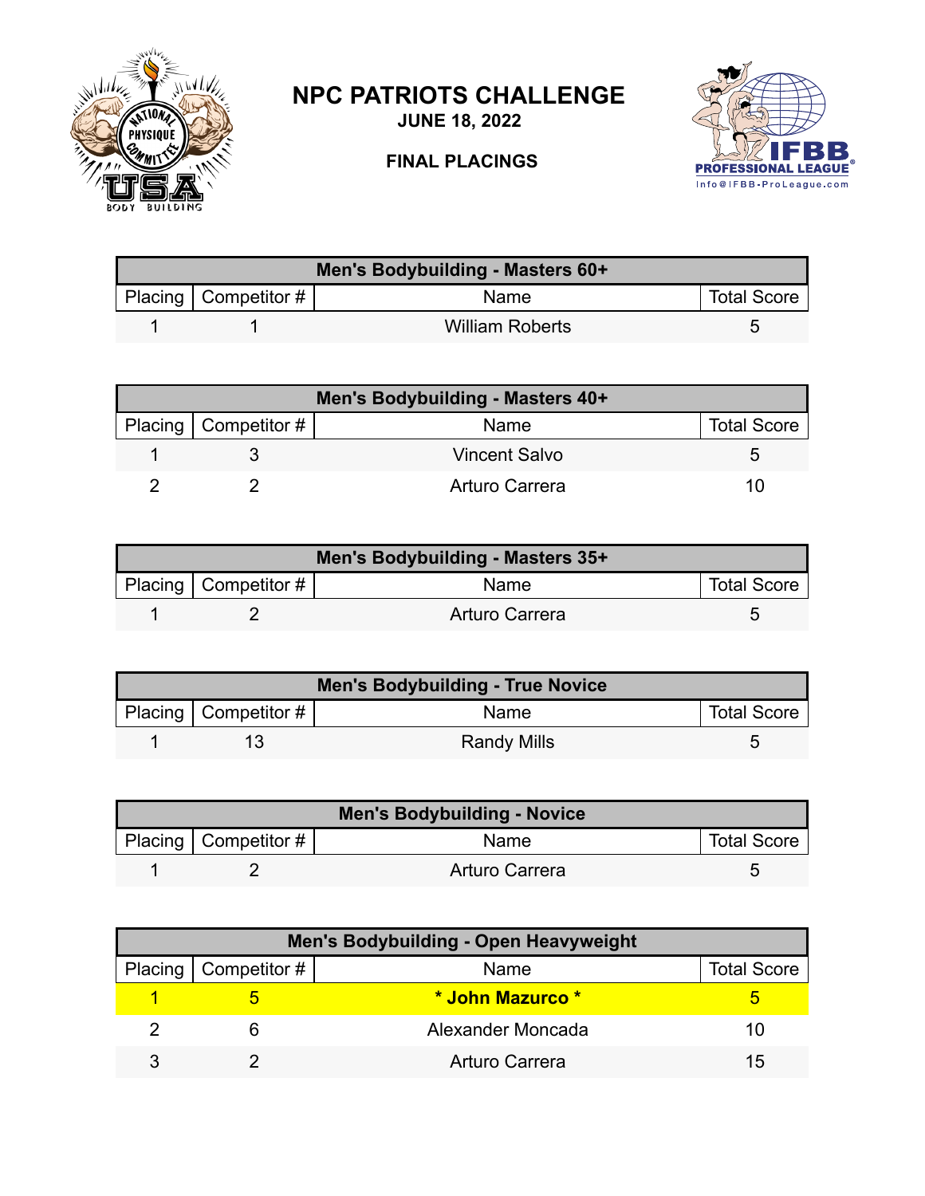# NPC PATRIOTS CHALLENGE

**JUNE 18, 2022**

**FINAL PLACINGS**

| Men's Bodybuilding - Masters 60+ | | | |
|---|---|---|---|
| Placing | Competitor # | Name | Total Score |
| 1 | 1 | William Roberts | 5 |

| Men's Bodybuilding - Masters 40+ | | | |
|---|---|---|---|
| Placing | Competitor # | Name | Total Score |
| 1 | 3 | Vincent Salvo | 5 |
| 2 | 2 | Arturo Carrera | 10 |

| Men's Bodybuilding - Masters 35+ | | | |
|---|---|---|---|
| Placing | Competitor # | Name | Total Score |
| 1 | 2 | Arturo Carrera | 5 |

| Men's Bodybuilding - True Novice | | | |
|---|---|---|---|
| Placing | Competitor # | Name | Total Score |
| 1 | 13 | Randy Mills | 5 |

| Men's Bodybuilding - Novice | | | |
|---|---|---|---|
| Placing | Competitor # | Name | Total Score |
| 1 | 2 | Arturo Carrera | 5 |

| Men's Bodybuilding - Open Heavyweight | | | |
|---|---|---|---|
| Placing | Competitor # | Name | Total Score |
| 1 | 5 | **\* John Mazurco \*** | 5 |
| 2 | 6 | Alexander Moncada | 10 |
| 3 | 2 | Arturo Carrera | 15 |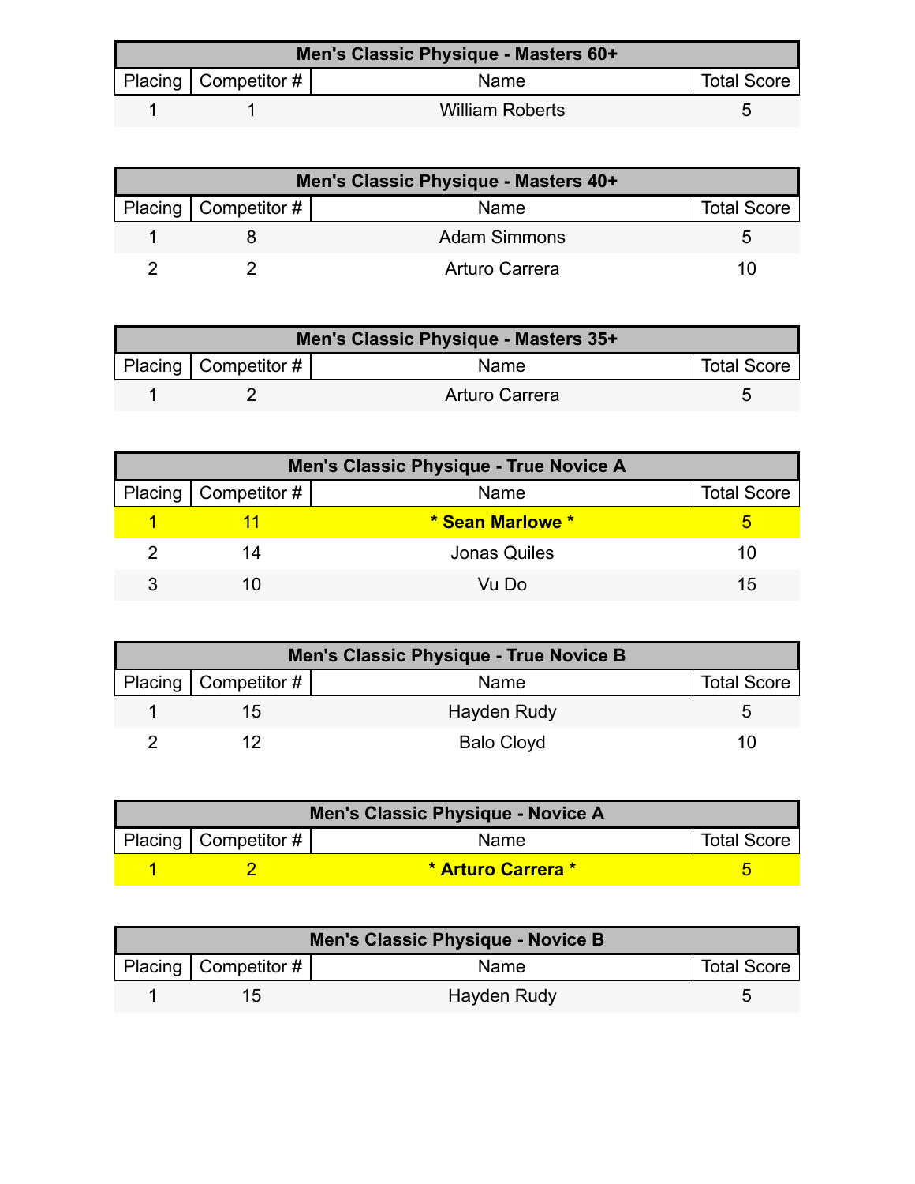| Men's Classic Physique - Masters 60+ | | | |
|---|---|---|---|
| Placing | Competitor # | Name | Total Score |
| 1 | 1 | William Roberts | 5 |

| Men's Classic Physique - Masters 40+ | | | |
|---|---|---|---|
| Placing | Competitor # | Name | Total Score |
| 1 | 8 | Adam Simmons | 5 |
| 2 | 2 | Arturo Carrera | 10 |

| Men's Classic Physique - Masters 35+ | | | |
|---|---|---|---|
| Placing | Competitor # | Name | Total Score |
| 1 | 2 | Arturo Carrera | 5 |

| Men's Classic Physique - True Novice A | | | |
|---|---|---|---|
| Placing | Competitor # | Name | Total Score |
| 1 | 11 | **\* Sean Marlowe \*** | 5 |
| 2 | 14 | Jonas Quiles | 10 |
| 3 | 10 | Vu Do | 15 |

| Men's Classic Physique - True Novice B | | | |
|---|---|---|---|
| Placing | Competitor # | Name | Total Score |
| 1 | 15 | Hayden Rudy | 5 |
| 2 | 12 | Balo Cloyd | 10 |

| Men's Classic Physique - Novice A | | | |
|---|---|---|---|
| Placing | Competitor # | Name | Total Score |
| 1 | 2 | **\* Arturo Carrera \*** | 5 |

| Men's Classic Physique - Novice B | | | |
|---|---|---|---|
| Placing | Competitor # | Name | Total Score |
| 1 | 15 | Hayden Rudy | 5 |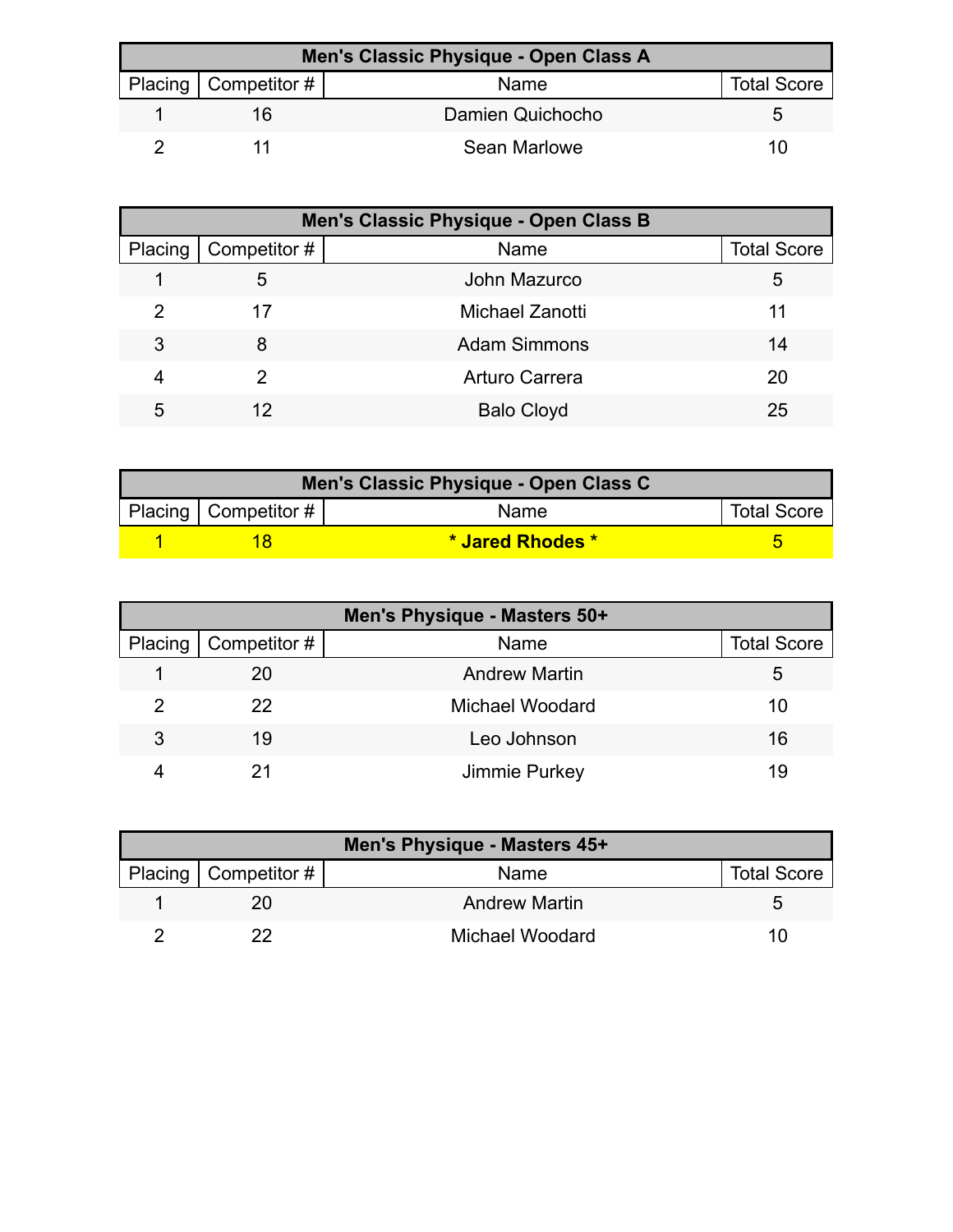| Men's Classic Physique - Open Class A | | | |
|---|---|---|---|
| Placing | Competitor # | Name | Total Score |
| 1 | 16 | Damien Quichocho | 5 |
| 2 | 11 | Sean Marlowe | 10 |

| Men's Classic Physique - Open Class B | | | |
|---|---|---|---|
| Placing | Competitor # | Name | Total Score |
| 1 | 5 | John Mazurco | 5 |
| 2 | 17 | Michael Zanotti | 11 |
| 3 | 8 | Adam Simmons | 14 |
| 4 | 2 | Arturo Carrera | 20 |
| 5 | 12 | Balo Cloyd | 25 |

| Men's Classic Physique - Open Class C | | | |
|---|---|---|---|
| Placing | Competitor # | Name | Total Score |
| 1 | 18 | **\* Jared Rhodes \*** | 5 |

| Men's Physique - Masters 50+ | | | |
|---|---|---|---|
| Placing | Competitor # | Name | Total Score |
| 1 | 20 | Andrew Martin | 5 |
| 2 | 22 | Michael Woodard | 10 |
| 3 | 19 | Leo Johnson | 16 |
| 4 | 21 | Jimmie Purkey | 19 |

| Men's Physique - Masters 45+ | | | |
|---|---|---|---|
| Placing | Competitor # | Name | Total Score |
| 1 | 20 | Andrew Martin | 5 |
| 2 | 22 | Michael Woodard | 10 |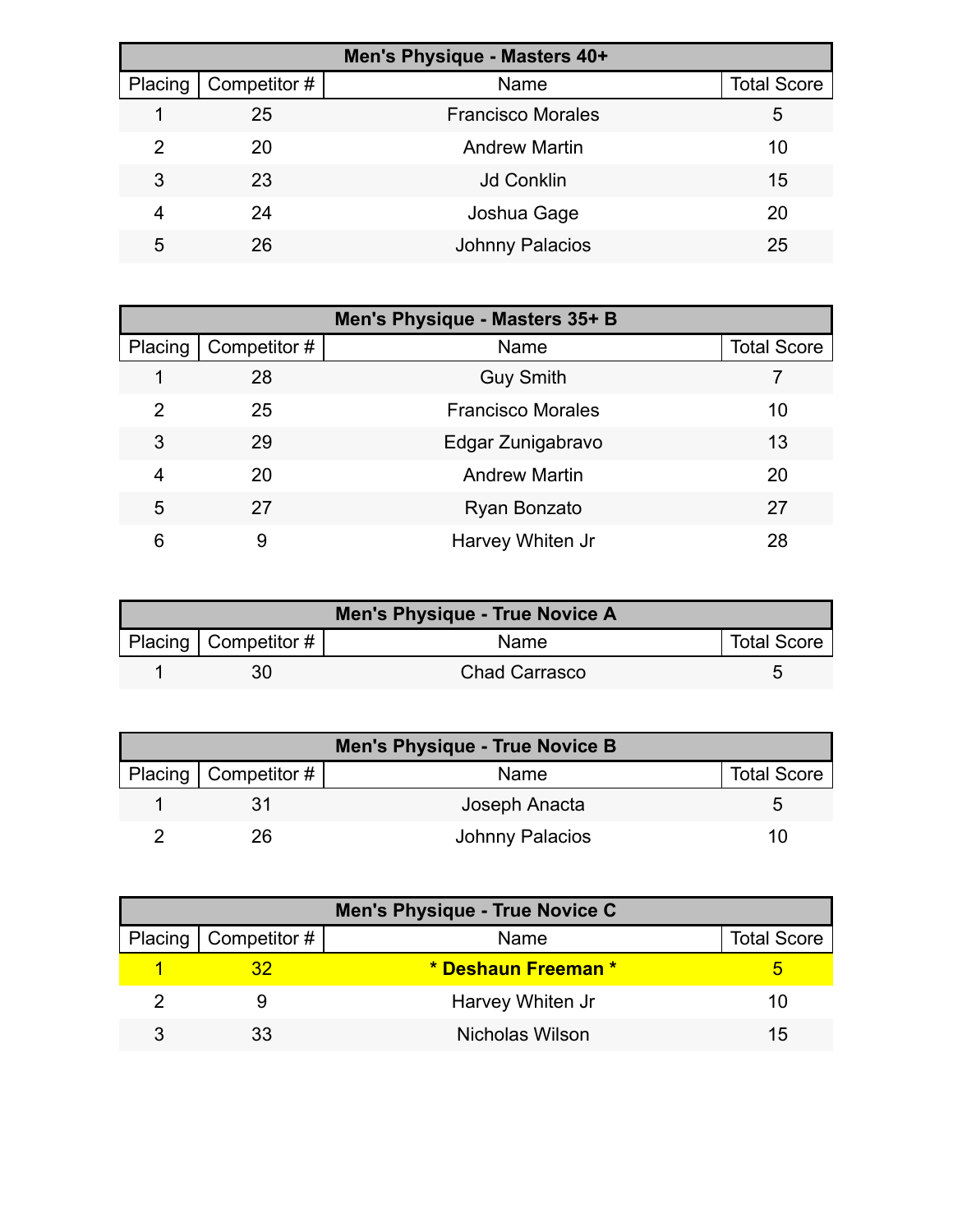| Men's Physique - Masters 40+ | | | |
|---|---|---|---|
| Placing | Competitor # | Name | Total Score |
| 1 | 25 | Francisco Morales | 5 |
| 2 | 20 | Andrew Martin | 10 |
| 3 | 23 | Jd Conklin | 15 |
| 4 | 24 | Joshua Gage | 20 |
| 5 | 26 | Johnny Palacios | 25 |

| Men's Physique - Masters 35+ B | | | |
|---|---|---|---|
| Placing | Competitor # | Name | Total Score |
| 1 | 28 | Guy Smith | 7 |
| 2 | 25 | Francisco Morales | 10 |
| 3 | 29 | Edgar Zunigabravo | 13 |
| 4 | 20 | Andrew Martin | 20 |
| 5 | 27 | Ryan Bonzato | 27 |
| 6 | 9 | Harvey Whiten Jr | 28 |

| Men's Physique - True Novice A | | | |
|---|---|---|---|
| Placing | Competitor # | Name | Total Score |
| 1 | 30 | Chad Carrasco | 5 |

| Men's Physique - True Novice B | | | |
|---|---|---|---|
| Placing | Competitor # | Name | Total Score |
| 1 | 31 | Joseph Anacta | 5 |
| 2 | 26 | Johnny Palacios | 10 |

| Men's Physique - True Novice C | | | |
|---|---|---|---|
| Placing | Competitor # | Name | Total Score |
| 1 | 32 | **\* Deshaun Freeman \*** | 5 |
| 2 | 9 | Harvey Whiten Jr | 10 |
| 3 | 33 | Nicholas Wilson | 15 |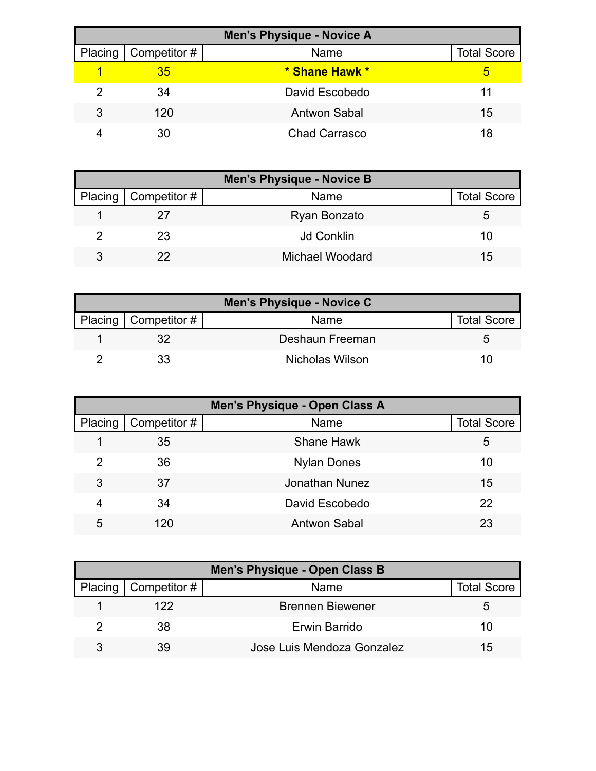| Men's Physique - Novice A | | | |
|---|---|---|---|
| Placing | Competitor # | Name | Total Score |
| 1 | 35 | **\* Shane Hawk \*** | 5 |
| 2 | 34 | David Escobedo | 11 |
| 3 | 120 | Antwon Sabal | 15 |
| 4 | 30 | Chad Carrasco | 18 |

| Men's Physique - Novice B | | | |
|---|---|---|---|
| Placing | Competitor # | Name | Total Score |
| 1 | 27 | Ryan Bonzato | 5 |
| 2 | 23 | Jd Conklin | 10 |
| 3 | 22 | Michael Woodard | 15 |

| Men's Physique - Novice C | | | |
|---|---|---|---|
| Placing | Competitor # | Name | Total Score |
| 1 | 32 | Deshaun Freeman | 5 |
| 2 | 33 | Nicholas Wilson | 10 |

| Men's Physique - Open Class A | | | |
|---|---|---|---|
| Placing | Competitor # | Name | Total Score |
| 1 | 35 | Shane Hawk | 5 |
| 2 | 36 | Nylan Dones | 10 |
| 3 | 37 | Jonathan Nunez | 15 |
| 4 | 34 | David Escobedo | 22 |
| 5 | 120 | Antwon Sabal | 23 |

| Men's Physique - Open Class B | | | |
|---|---|---|---|
| Placing | Competitor # | Name | Total Score |
| 1 | 122 | Brennen Biewener | 5 |
| 2 | 38 | Erwin Barrido | 10 |
| 3 | 39 | Jose Luis Mendoza Gonzalez | 15 |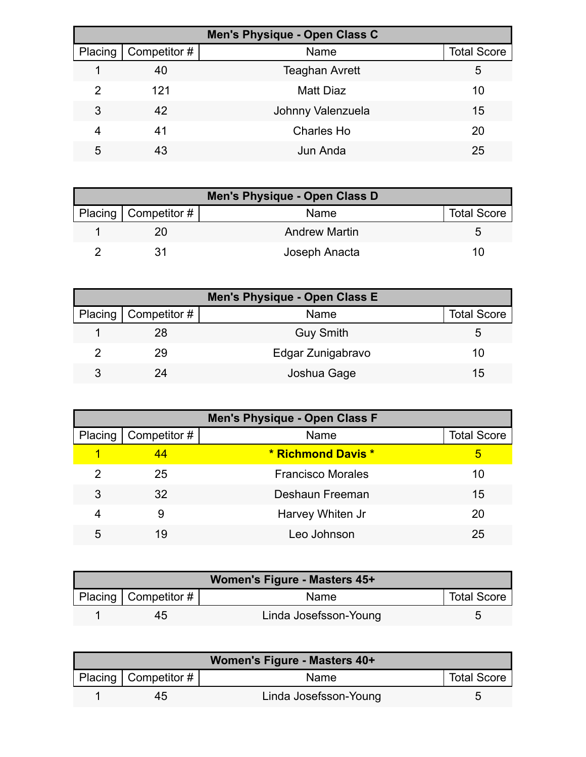| Men's Physique - Open Class C | | | |
|---|---|---|---|
| Placing | Competitor # | Name | Total Score |
| 1 | 40 | Teaghan Avrett | 5 |
| 2 | 121 | Matt Diaz | 10 |
| 3 | 42 | Johnny Valenzuela | 15 |
| 4 | 41 | Charles Ho | 20 |
| 5 | 43 | Jun Anda | 25 |

| Men's Physique - Open Class D | | | |
|---|---|---|---|
| Placing | Competitor # | Name | Total Score |
| 1 | 20 | Andrew Martin | 5 |
| 2 | 31 | Joseph Anacta | 10 |

| Men's Physique - Open Class E | | | |
|---|---|---|---|
| Placing | Competitor # | Name | Total Score |
| 1 | 28 | Guy Smith | 5 |
| 2 | 29 | Edgar Zunigabravo | 10 |
| 3 | 24 | Joshua Gage | 15 |

| Men's Physique - Open Class F | | | |
|---|---|---|---|
| Placing | Competitor # | Name | Total Score |
| 1 | 44 | **\* Richmond Davis \*** | 5 |
| 2 | 25 | Francisco Morales | 10 |
| 3 | 32 | Deshaun Freeman | 15 |
| 4 | 9 | Harvey Whiten Jr | 20 |
| 5 | 19 | Leo Johnson | 25 |

| Women's Figure - Masters 45+ | | | |
|---|---|---|---|
| Placing | Competitor # | Name | Total Score |
| 1 | 45 | Linda Josefsson-Young | 5 |

| Women's Figure - Masters 40+ | | | |
|---|---|---|---|
| Placing | Competitor # | Name | Total Score |
| 1 | 45 | Linda Josefsson-Young | 5 |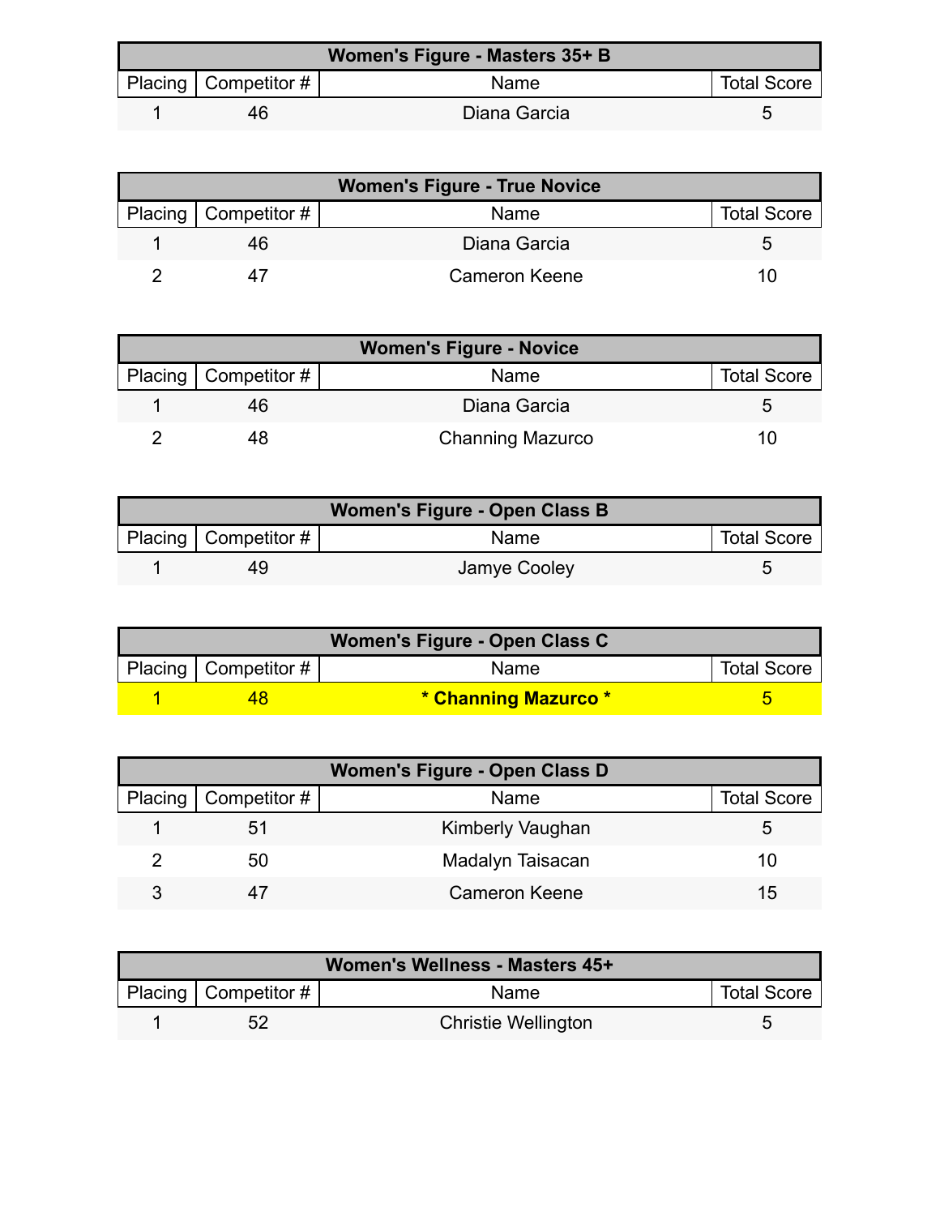| Women's Figure - Masters 35+ B | | | |
|---|---|---|---|
| Placing | Competitor # | Name | Total Score |
| 1 | 46 | Diana Garcia | 5 |

| Women's Figure - True Novice | | | |
|---|---|---|---|
| Placing | Competitor # | Name | Total Score |
| 1 | 46 | Diana Garcia | 5 |
| 2 | 47 | Cameron Keene | 10 |

| Women's Figure - Novice | | | |
|---|---|---|---|
| Placing | Competitor # | Name | Total Score |
| 1 | 46 | Diana Garcia | 5 |
| 2 | 48 | Channing Mazurco | 10 |

| Women's Figure - Open Class B | | | |
|---|---|---|---|
| Placing | Competitor # | Name | Total Score |
| 1 | 49 | Jamye Cooley | 5 |

| Women's Figure - Open Class C | | | |
|---|---|---|---|
| Placing | Competitor # | Name | Total Score |
| **1** | **48** | **\* Channing Mazurco \*** | **5** |

| Women's Figure - Open Class D | | | |
|---|---|---|---|
| Placing | Competitor # | Name | Total Score |
| 1 | 51 | Kimberly Vaughan | 5 |
| 2 | 50 | Madalyn Taisacan | 10 |
| 3 | 47 | Cameron Keene | 15 |

| Women's Wellness - Masters 45+ | | | |
|---|---|---|---|
| Placing | Competitor # | Name | Total Score |
| 1 | 52 | Christie Wellington | 5 |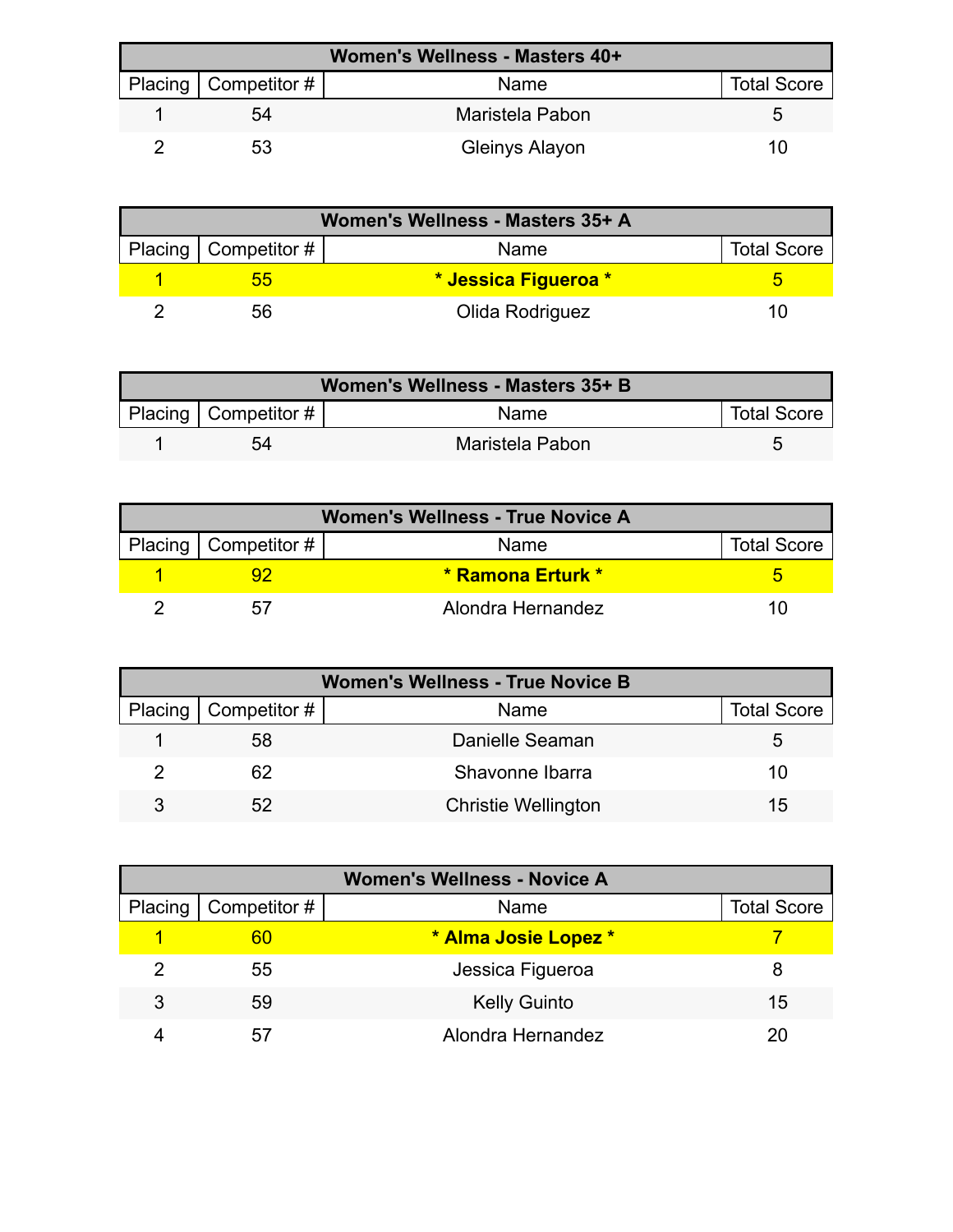| Women's Wellness - Masters 40+ | | | |
|---|---|---|---|
| Placing | Competitor # | Name | Total Score |
| 1 | 54 | Maristela Pabon | 5 |
| 2 | 53 | Gleinys Alayon | 10 |

| Women's Wellness - Masters 35+ A | | | |
|---|---|---|---|
| Placing | Competitor # | Name | Total Score |
| 1 | 55 | **\* Jessica Figueroa \*** | 5 |
| 2 | 56 | Olida Rodriguez | 10 |

| Women's Wellness - Masters 35+ B | | | |
|---|---|---|---|
| Placing | Competitor # | Name | Total Score |
| 1 | 54 | Maristela Pabon | 5 |

| Women's Wellness - True Novice A | | | |
|---|---|---|---|
| Placing | Competitor # | Name | Total Score |
| 1 | 92 | **\* Ramona Erturk \*** | 5 |
| 2 | 57 | Alondra Hernandez | 10 |

| Women's Wellness - True Novice B | | | |
|---|---|---|---|
| Placing | Competitor # | Name | Total Score |
| 1 | 58 | Danielle Seaman | 5 |
| 2 | 62 | Shavonne Ibarra | 10 |
| 3 | 52 | Christie Wellington | 15 |

| Women's Wellness - Novice A | | | |
|---|---|---|---|
| Placing | Competitor # | Name | Total Score |
| 1 | 60 | **\* Alma Josie Lopez \*** | 7 |
| 2 | 55 | Jessica Figueroa | 8 |
| 3 | 59 | Kelly Guinto | 15 |
| 4 | 57 | Alondra Hernandez | 20 |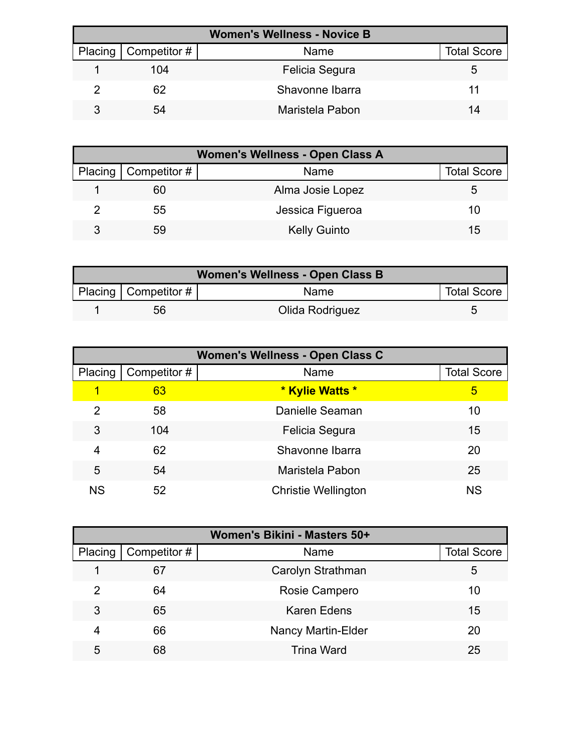| Women's Wellness - Novice B | | | |
|---|---|---|---|
| Placing | Competitor # | Name | Total Score |
| 1 | 104 | Felicia Segura | 5 |
| 2 | 62 | Shavonne Ibarra | 11 |
| 3 | 54 | Maristela Pabon | 14 |

| Women's Wellness - Open Class A | | | |
|---|---|---|---|
| Placing | Competitor # | Name | Total Score |
| 1 | 60 | Alma Josie Lopez | 5 |
| 2 | 55 | Jessica Figueroa | 10 |
| 3 | 59 | Kelly Guinto | 15 |

| Women's Wellness - Open Class B | | | |
|---|---|---|---|
| Placing | Competitor # | Name | Total Score |
| 1 | 56 | Olida Rodriguez | 5 |

| Women's Wellness - Open Class C | | | |
|---|---|---|---|
| Placing | Competitor # | Name | Total Score |
| 1 | 63 | **\* Kylie Watts \*** | 5 |
| 2 | 58 | Danielle Seaman | 10 |
| 3 | 104 | Felicia Segura | 15 |
| 4 | 62 | Shavonne Ibarra | 20 |
| 5 | 54 | Maristela Pabon | 25 |
| NS | 52 | Christie Wellington | NS |

| Women's Bikini - Masters 50+ | | | |
|---|---|---|---|
| Placing | Competitor # | Name | Total Score |
| 1 | 67 | Carolyn Strathman | 5 |
| 2 | 64 | Rosie Campero | 10 |
| 3 | 65 | Karen Edens | 15 |
| 4 | 66 | Nancy Martin-Elder | 20 |
| 5 | 68 | Trina Ward | 25 |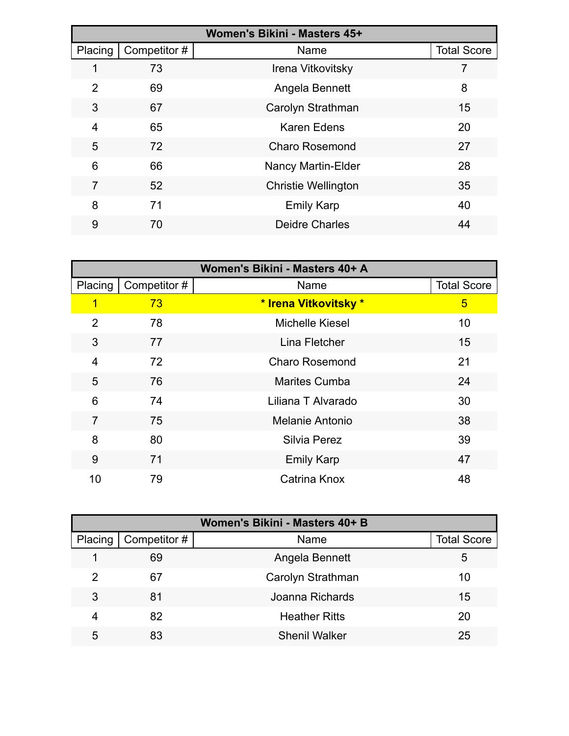| Women's Bikini - Masters 45+ | | | |
|---|---|---|---|
| Placing | Competitor # | Name | Total Score |
| 1 | 73 | Irena Vitkovitsky | 7 |
| 2 | 69 | Angela Bennett | 8 |
| 3 | 67 | Carolyn Strathman | 15 |
| 4 | 65 | Karen Edens | 20 |
| 5 | 72 | Charo Rosemond | 27 |
| 6 | 66 | Nancy Martin-Elder | 28 |
| 7 | 52 | Christie Wellington | 35 |
| 8 | 71 | Emily Karp | 40 |
| 9 | 70 | Deidre Charles | 44 |

| Women's Bikini - Masters 40+ A | | | |
|---|---|---|---|
| Placing | Competitor # | Name | Total Score |
| 1 | 73 | **\* Irena Vitkovitsky \*** | 5 |
| 2 | 78 | Michelle Kiesel | 10 |
| 3 | 77 | Lina Fletcher | 15 |
| 4 | 72 | Charo Rosemond | 21 |
| 5 | 76 | Marites Cumba | 24 |
| 6 | 74 | Liliana T Alvarado | 30 |
| 7 | 75 | Melanie Antonio | 38 |
| 8 | 80 | Silvia Perez | 39 |
| 9 | 71 | Emily Karp | 47 |
| 10 | 79 | Catrina Knox | 48 |

| Women's Bikini - Masters 40+ B | | | |
|---|---|---|---|
| Placing | Competitor # | Name | Total Score |
| 1 | 69 | Angela Bennett | 5 |
| 2 | 67 | Carolyn Strathman | 10 |
| 3 | 81 | Joanna Richards | 15 |
| 4 | 82 | Heather Ritts | 20 |
| 5 | 83 | Shenil Walker | 25 |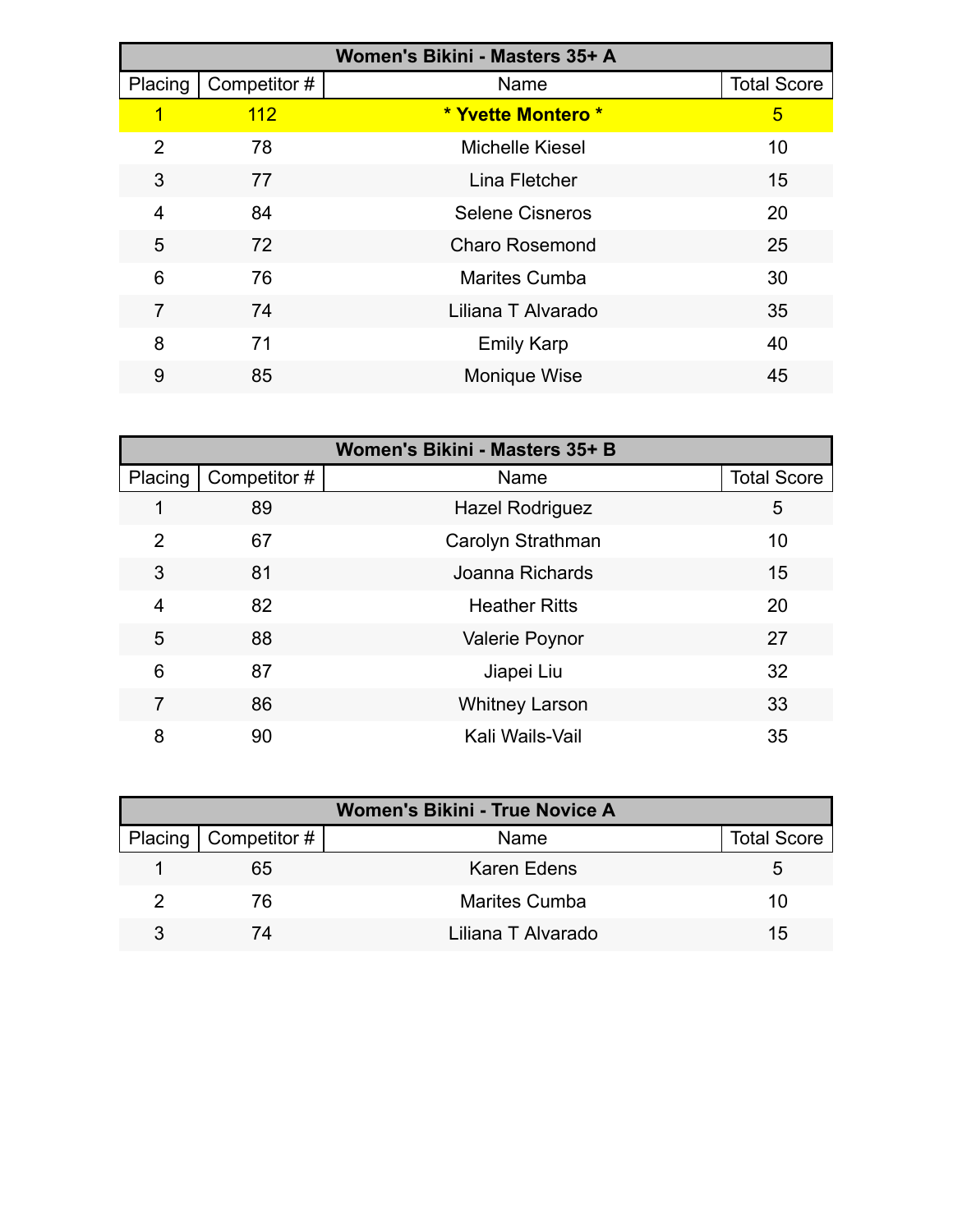| Women's Bikini - Masters 35+ A | | | |
|---|---|---|---|
| Placing | Competitor # | Name | Total Score |
| 1 | 112 | **\* Yvette Montero \*** | 5 |
| 2 | 78 | Michelle Kiesel | 10 |
| 3 | 77 | Lina Fletcher | 15 |
| 4 | 84 | Selene Cisneros | 20 |
| 5 | 72 | Charo Rosemond | 25 |
| 6 | 76 | Marites Cumba | 30 |
| 7 | 74 | Liliana T Alvarado | 35 |
| 8 | 71 | Emily Karp | 40 |
| 9 | 85 | Monique Wise | 45 |

| Women's Bikini - Masters 35+ B | | | |
|---|---|---|---|
| Placing | Competitor # | Name | Total Score |
| 1 | 89 | Hazel Rodriguez | 5 |
| 2 | 67 | Carolyn Strathman | 10 |
| 3 | 81 | Joanna Richards | 15 |
| 4 | 82 | Heather Ritts | 20 |
| 5 | 88 | Valerie Poynor | 27 |
| 6 | 87 | Jiapei Liu | 32 |
| 7 | 86 | Whitney Larson | 33 |
| 8 | 90 | Kali Wails-Vail | 35 |

| Women's Bikini - True Novice A | | | |
|---|---|---|---|
| Placing | Competitor # | Name | Total Score |
| 1 | 65 | Karen Edens | 5 |
| 2 | 76 | Marites Cumba | 10 |
| 3 | 74 | Liliana T Alvarado | 15 |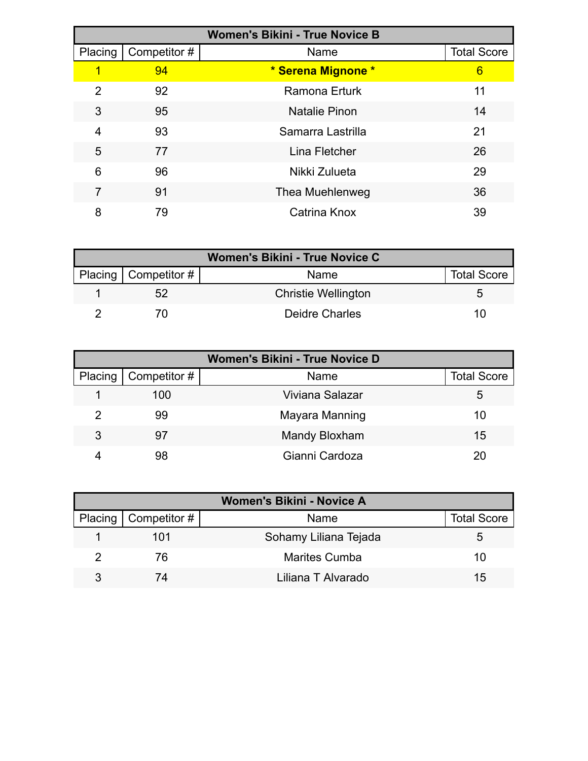| Women's Bikini - True Novice B | | | |
|---|---|---|---|
| Placing | Competitor # | Name | Total Score |
| 1 | 94 | **\* Serena Mignone \*** | 6 |
| 2 | 92 | Ramona Erturk | 11 |
| 3 | 95 | Natalie Pinon | 14 |
| 4 | 93 | Samarra Lastrilla | 21 |
| 5 | 77 | Lina Fletcher | 26 |
| 6 | 96 | Nikki Zulueta | 29 |
| 7 | 91 | Thea Muehlenweg | 36 |
| 8 | 79 | Catrina Knox | 39 |

| Women's Bikini - True Novice C | | | |
|---|---|---|---|
| Placing | Competitor # | Name | Total Score |
| 1 | 52 | Christie Wellington | 5 |
| 2 | 70 | Deidre Charles | 10 |

| Women's Bikini - True Novice D | | | |
|---|---|---|---|
| Placing | Competitor # | Name | Total Score |
| 1 | 100 | Viviana Salazar | 5 |
| 2 | 99 | Mayara Manning | 10 |
| 3 | 97 | Mandy Bloxham | 15 |
| 4 | 98 | Gianni Cardoza | 20 |

| Women's Bikini - Novice A | | | |
|---|---|---|---|
| Placing | Competitor # | Name | Total Score |
| 1 | 101 | Sohamy Liliana Tejada | 5 |
| 2 | 76 | Marites Cumba | 10 |
| 3 | 74 | Liliana T Alvarado | 15 |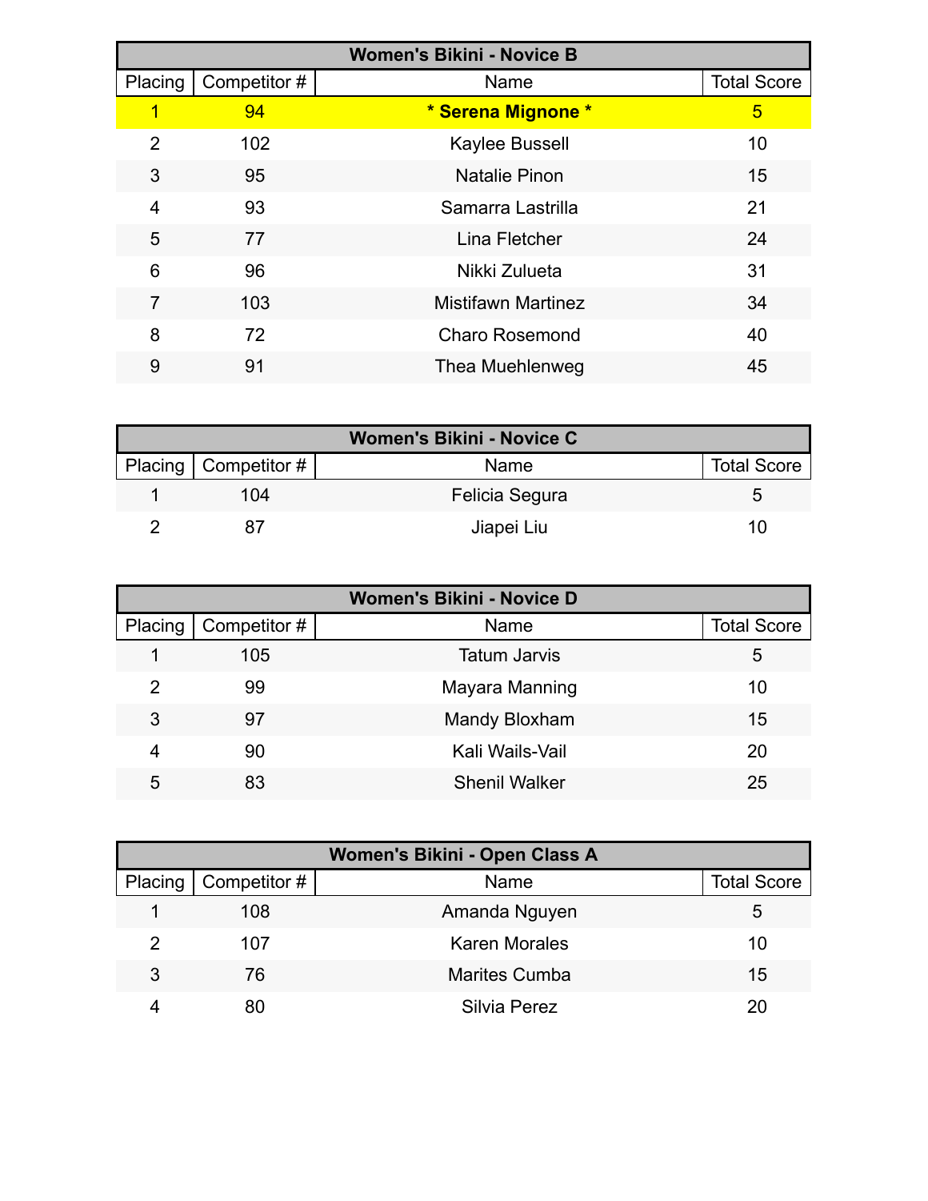| Women's Bikini - Novice B | | | |
|---|---|---|---|
| Placing | Competitor # | Name | Total Score |
| 1 | 94 | **\* Serena Mignone \*** | 5 |
| 2 | 102 | Kaylee Bussell | 10 |
| 3 | 95 | Natalie Pinon | 15 |
| 4 | 93 | Samarra Lastrilla | 21 |
| 5 | 77 | Lina Fletcher | 24 |
| 6 | 96 | Nikki Zulueta | 31 |
| 7 | 103 | Mistifawn Martinez | 34 |
| 8 | 72 | Charo Rosemond | 40 |
| 9 | 91 | Thea Muehlenweg | 45 |

| Women's Bikini - Novice C | | | |
|---|---|---|---|
| Placing | Competitor # | Name | Total Score |
| 1 | 104 | Felicia Segura | 5 |
| 2 | 87 | Jiapei Liu | 10 |

| Women's Bikini - Novice D | | | |
|---|---|---|---|
| Placing | Competitor # | Name | Total Score |
| 1 | 105 | Tatum Jarvis | 5 |
| 2 | 99 | Mayara Manning | 10 |
| 3 | 97 | Mandy Bloxham | 15 |
| 4 | 90 | Kali Wails-Vail | 20 |
| 5 | 83 | Shenil Walker | 25 |

| Women's Bikini - Open Class A | | | |
|---|---|---|---|
| Placing | Competitor # | Name | Total Score |
| 1 | 108 | Amanda Nguyen | 5 |
| 2 | 107 | Karen Morales | 10 |
| 3 | 76 | Marites Cumba | 15 |
| 4 | 80 | Silvia Perez | 20 |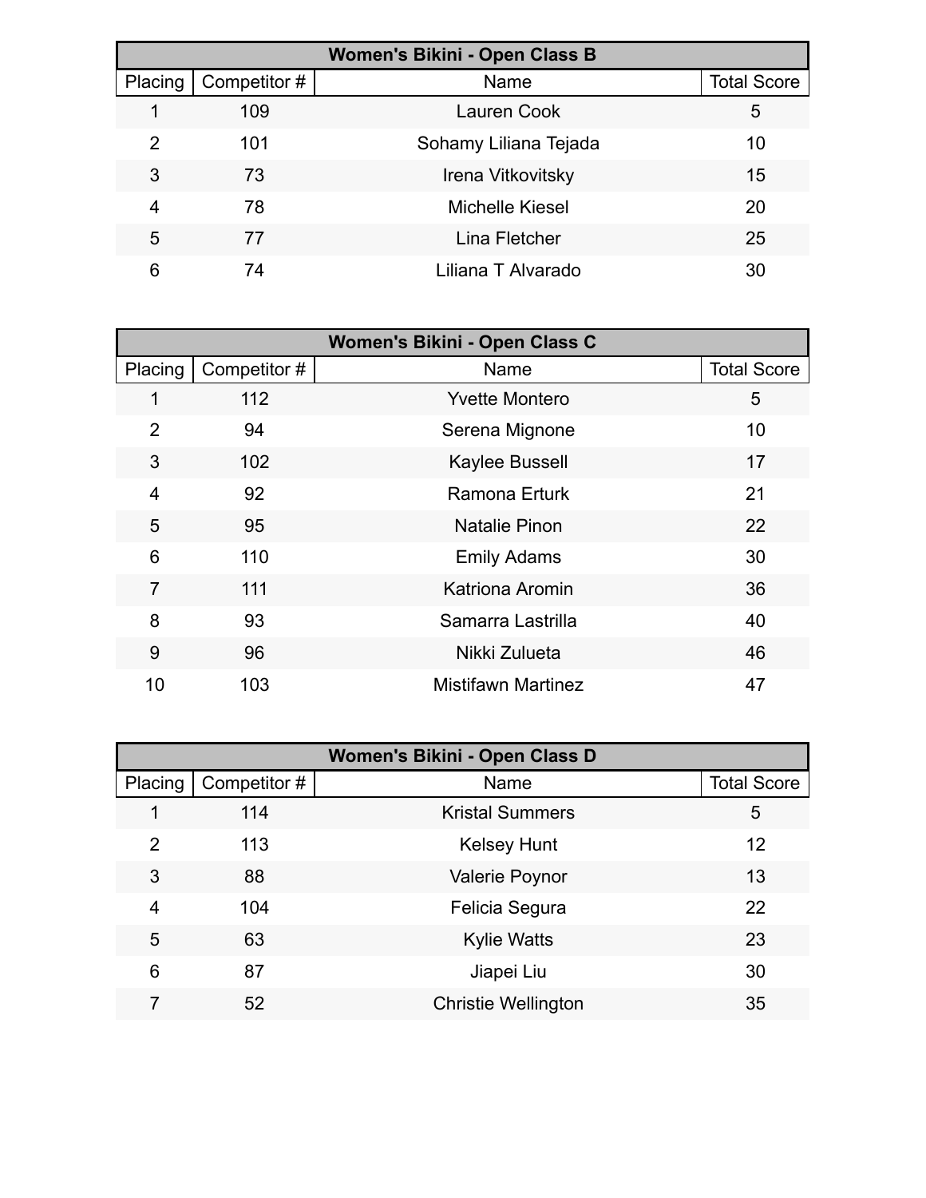| Women's Bikini - Open Class B | | | |
|---|---|---|---|
| Placing | Competitor # | Name | Total Score |
| 1 | 109 | Lauren Cook | 5 |
| 2 | 101 | Sohamy Liliana Tejada | 10 |
| 3 | 73 | Irena Vitkovitsky | 15 |
| 4 | 78 | Michelle Kiesel | 20 |
| 5 | 77 | Lina Fletcher | 25 |
| 6 | 74 | Liliana T Alvarado | 30 |

| Women's Bikini - Open Class C | | | |
|---|---|---|---|
| Placing | Competitor # | Name | Total Score |
| 1 | 112 | Yvette Montero | 5 |
| 2 | 94 | Serena Mignone | 10 |
| 3 | 102 | Kaylee Bussell | 17 |
| 4 | 92 | Ramona Erturk | 21 |
| 5 | 95 | Natalie Pinon | 22 |
| 6 | 110 | Emily Adams | 30 |
| 7 | 111 | Katriona Aromin | 36 |
| 8 | 93 | Samarra Lastrilla | 40 |
| 9 | 96 | Nikki Zulueta | 46 |
| 10 | 103 | Mistifawn Martinez | 47 |

| Women's Bikini - Open Class D | | | |
|---|---|---|---|
| Placing | Competitor # | Name | Total Score |
| 1 | 114 | Kristal Summers | 5 |
| 2 | 113 | Kelsey Hunt | 12 |
| 3 | 88 | Valerie Poynor | 13 |
| 4 | 104 | Felicia Segura | 22 |
| 5 | 63 | Kylie Watts | 23 |
| 6 | 87 | Jiapei Liu | 30 |
| 7 | 52 | Christie Wellington | 35 |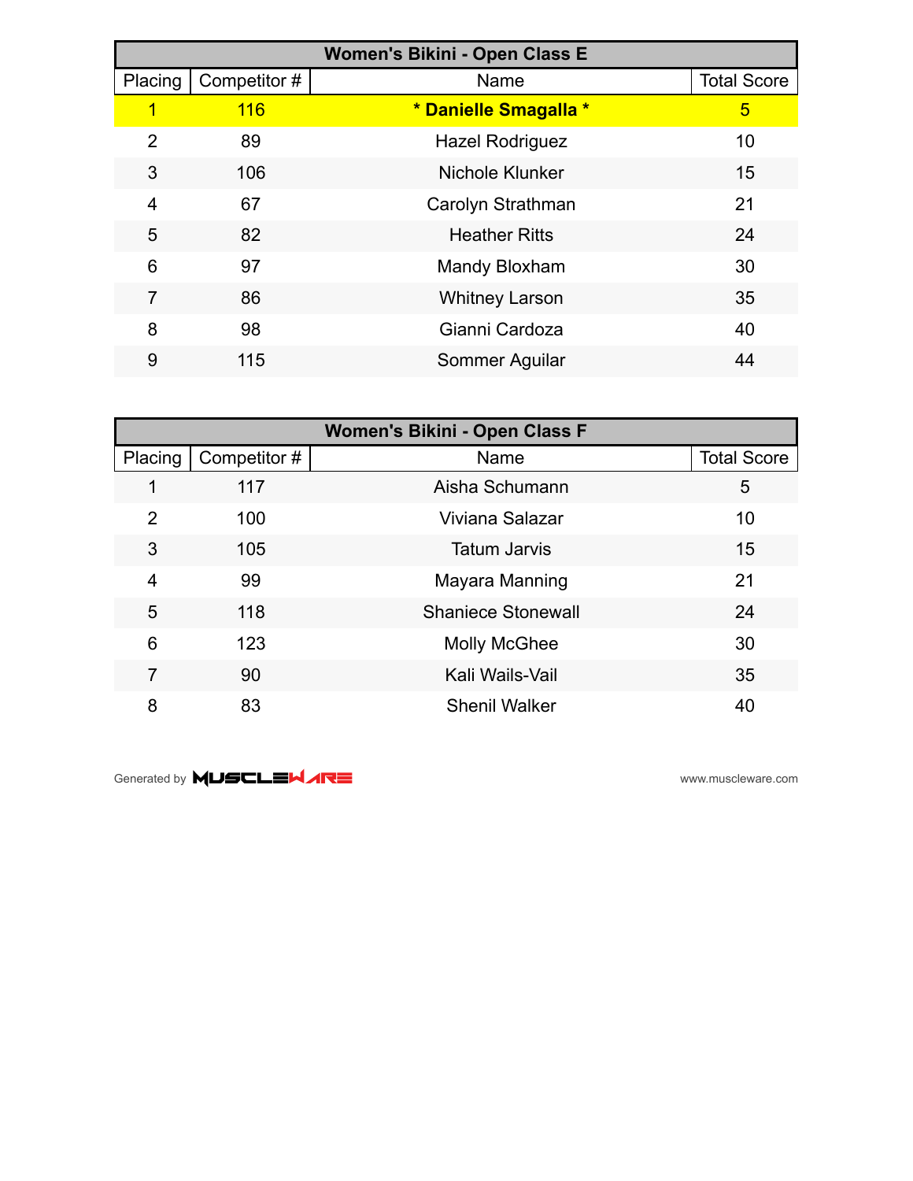| Women's Bikini - Open Class E | | | |
|---|---|---|---|
| Placing | Competitor # | Name | Total Score |
| 1 | 116 | **\* Danielle Smagalla \*** | 5 |
| 2 | 89 | Hazel Rodriguez | 10 |
| 3 | 106 | Nichole Klunker | 15 |
| 4 | 67 | Carolyn Strathman | 21 |
| 5 | 82 | Heather Ritts | 24 |
| 6 | 97 | Mandy Bloxham | 30 |
| 7 | 86 | Whitney Larson | 35 |
| 8 | 98 | Gianni Cardoza | 40 |
| 9 | 115 | Sommer Aguilar | 44 |

| Women's Bikini - Open Class F | | | |
|---|---|---|---|
| Placing | Competitor # | Name | Total Score |
| 1 | 117 | Aisha Schumann | 5 |
| 2 | 100 | Viviana Salazar | 10 |
| 3 | 105 | Tatum Jarvis | 15 |
| 4 | 99 | Mayara Manning | 21 |
| 5 | 118 | Shaniece Stonewall | 24 |
| 6 | 123 | Molly McGhee | 30 |
| 7 | 90 | Kali Wails-Vail | 35 |
| 8 | 83 | Shenil Walker | 40 |

Generated by MUSCLEWARE

www.muscleware.com